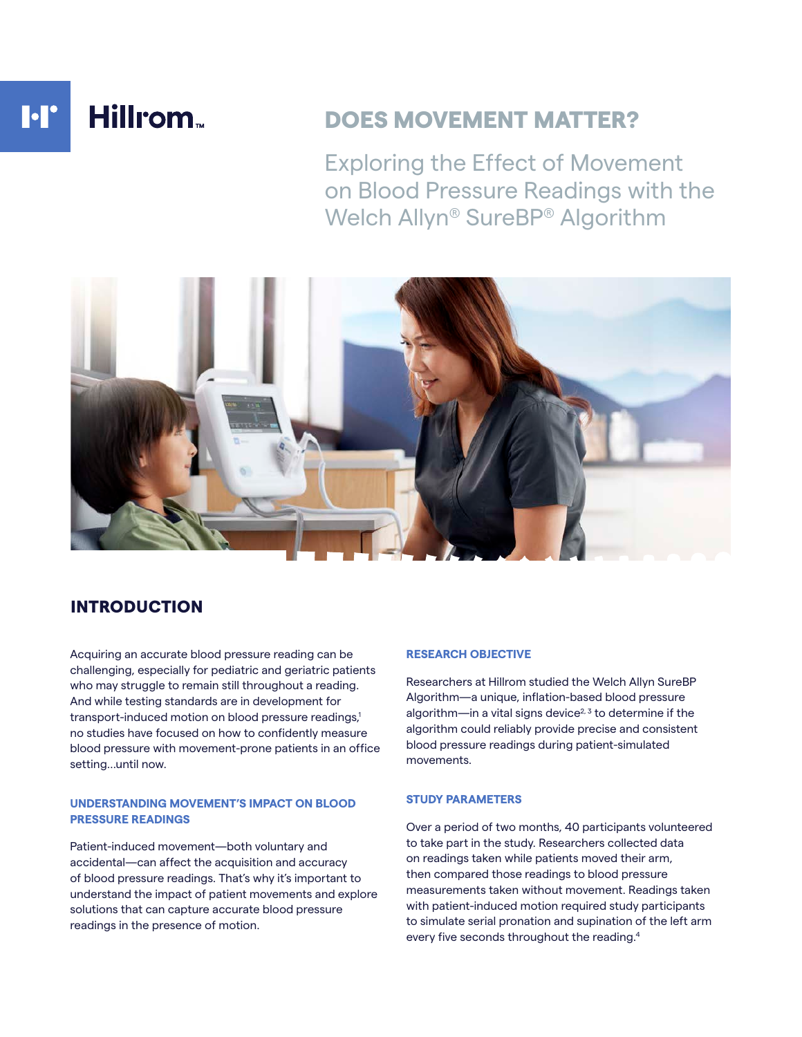Hillrom™

# DOES MOVEMENT MATTER?

## Exploring the Effect of Movement on Blood Pressure Readings with the Welch Allyn® SureBP® Algorithm

## INTRODUCTION

Acquiring an accurate blood pressure reading can be challenging, especially for pediatric and geriatric patients who may struggle to remain still throughout a reading. And while testing standards are in development for transport-induced motion on blood pressure readings,[1] no studies have focused on how to confidently measure blood pressure with movement-prone patients in an office setting...until now.

### UNDERSTANDING MOVEMENT'S IMPACT ON BLOOD PRESSURE READINGS

Patient-induced movement—both voluntary and accidental—can affect the acquisition and accuracy of blood pressure readings. That's why it's important to understand the impact of patient movements and explore solutions that can capture accurate blood pressure readings in the presence of motion.

### RESEARCH OBJECTIVE

Researchers at Hillrom studied the Welch Allyn SureBP Algorithm—a unique, inflation-based blood pressure algorithm—in a vital signs device[2, 3] to determine if the algorithm could reliably provide precise and consistent blood pressure readings during patient-simulated movements.

### STUDY PARAMETERS

Over a period of two months, 40 participants volunteered to take part in the study. Researchers collected data on readings taken while patients moved their arm, then compared those readings to blood pressure measurements taken without movement. Readings taken with patient-induced motion required study participants to simulate serial pronation and supination of the left arm every five seconds throughout the reading.[4]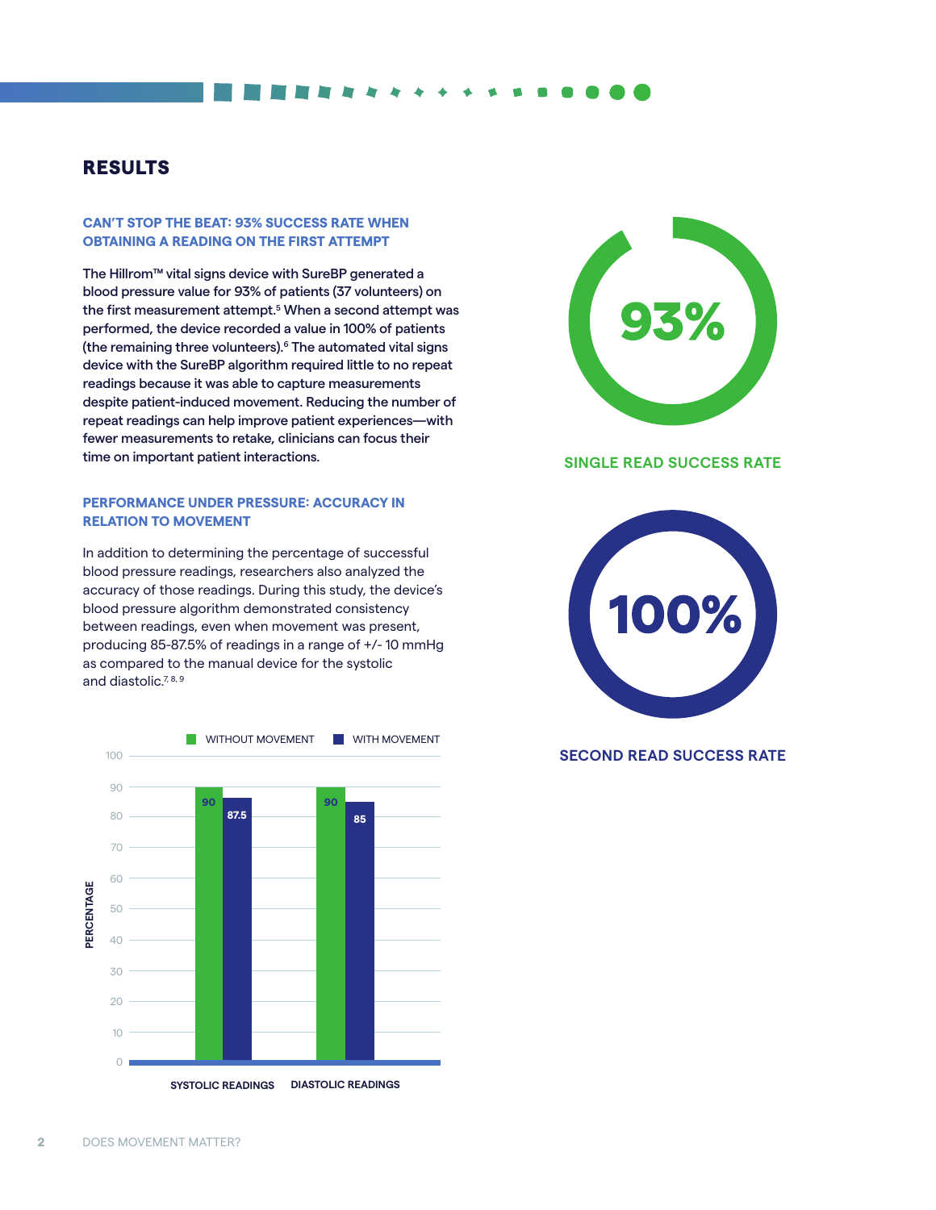## RESULTS

### CAN'T STOP THE BEAT: 93% SUCCESS RATE WHEN OBTAINING A READING ON THE FIRST ATTEMPT

The Hillrom™ vital signs device with SureBP generated a blood pressure value for 93% of patients (37 volunteers) on the first measurement attempt.[5] When a second attempt was performed, the device recorded a value in 100% of patients (the remaining three volunteers).[6] The automated vital signs device with the SureBP algorithm required little to no repeat readings because it was able to capture measurements despite patient-induced movement. Reducing the number of repeat readings can help improve patient experiences—with fewer measurements to retake, clinicians can focus their time on important patient interactions.

**93%**

**SINGLE READ SUCCESS RATE**

**100%**

**SECOND READ SUCCESS RATE**

### PERFORMANCE UNDER PRESSURE: ACCURACY IN RELATION TO MOVEMENT

In addition to determining the percentage of successful blood pressure readings, researchers also analyzed the accuracy of those readings. During this study, the device's blood pressure algorithm demonstrated consistency between readings, even when movement was present, producing 85-87.5% of readings in a range of +/- 10 mmHg as compared to the manual device for the systolic and diastolic.[7, 8, 9]

| PERCENTAGE | WITHOUT MOVEMENT | WITH MOVEMENT |
|---|---|---|
| SYSTOLIC READINGS | 90 | 87.5 |
| DIASTOLIC READINGS | 90 | 85 |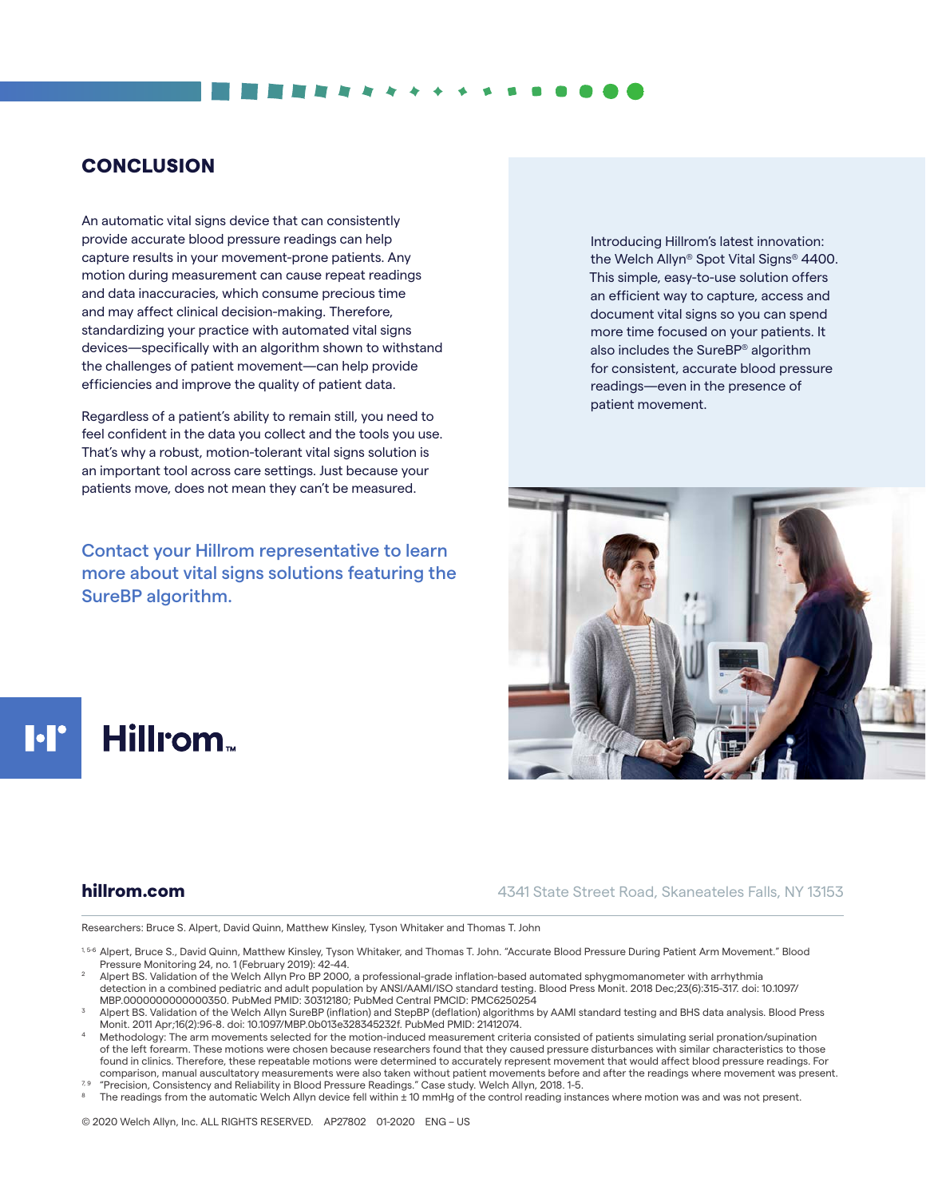## CONCLUSION

An automatic vital signs device that can consistently provide accurate blood pressure readings can help capture results in your movement-prone patients. Any motion during measurement can cause repeat readings and data inaccuracies, which consume precious time and may affect clinical decision-making. Therefore, standardizing your practice with automated vital signs devices—specifically with an algorithm shown to withstand the challenges of patient movement—can help provide efficiencies and improve the quality of patient data.

Regardless of a patient's ability to remain still, you need to feel confident in the data you collect and the tools you use. That's why a robust, motion-tolerant vital signs solution is an important tool across care settings. Just because your patients move, does not mean they can't be measured.

**Contact your Hillrom representative to learn more about vital signs solutions featuring the SureBP algorithm.**

Introducing Hillrom's latest innovation: the Welch Allyn® Spot Vital Signs® 4400. This simple, easy-to-use solution offers an efficient way to capture, access and document vital signs so you can spend more time focused on your patients. It also includes the SureBP® algorithm for consistent, accurate blood pressure readings—even in the presence of patient movement.

Hillrom™

**hillrom.com**

4341 State Street Road, Skaneateles Falls, NY 13153

Researchers: Bruce S. Alpert, David Quinn, Matthew Kinsley, Tyson Whitaker and Thomas T. John

[1, 5-6] Alpert, Bruce S., David Quinn, Matthew Kinsley, Tyson Whitaker, and Thomas T. John. "Accurate Blood Pressure During Patient Arm Movement." Blood Pressure Monitoring 24, no. 1 (February 2019): 42-44.

[2] Alpert BS. Validation of the Welch Allyn Pro BP 2000, a professional-grade inflation-based automated sphygmomanometer with arrhythmia detection in a combined pediatric and adult population by ANSI/AAMI/ISO standard testing. Blood Press Monit. 2018 Dec;23(6):315-317. doi: 10.1097/MBP.0000000000000350. PubMed PMID: 30312180; PubMed Central PMCID: PMC6250254

[3] Alpert BS. Validation of the Welch Allyn SureBP (inflation) and StepBP (deflation) algorithms by AAMI standard testing and BHS data analysis. Blood Press Monit. 2011 Apr;16(2):96-8. doi: 10.1097/MBP.0b013e328345232f. PubMed PMID: 21412074.

[4] Methodology: The arm movements selected for the motion-induced measurement criteria consisted of patients simulating serial pronation/supination of the left forearm. These motions were chosen because researchers found that they caused pressure disturbances with similar characteristics to those found in clinics. Therefore, these repeatable motions were determined to accurately represent movement that would affect blood pressure readings. For comparison, manual auscultatory measurements were also taken without patient movements before and after the readings where movement was present.

[7, 9] "Precision, Consistency and Reliability in Blood Pressure Readings." Case study. Welch Allyn, 2018. 1-5.

[8] The readings from the automatic Welch Allyn device fell within ± 10 mmHg of the control reading instances where motion was and was not present.

© 2020 Welch Allyn, Inc. ALL RIGHTS RESERVED. AP27802 01-2020 ENG – US